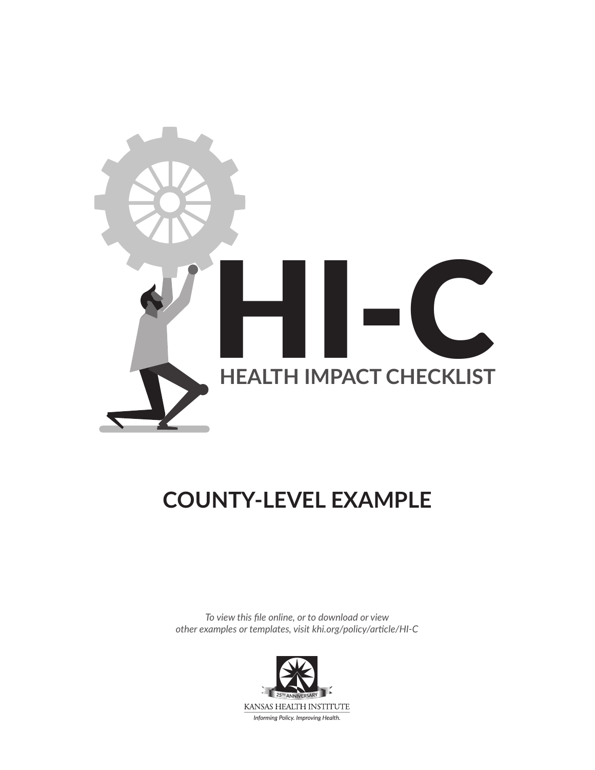# HI-C

## HEALTH IMPACT CHECKLIST

## COUNTY-LEVEL EXAMPLE

*To view this file online, or to download or view other examples or templates, visit khi.org/policy/article/HI-C*

25TH ANNIVERSARY

KANSAS HEALTH INSTITUTE

*Informing Policy. Improving Health.*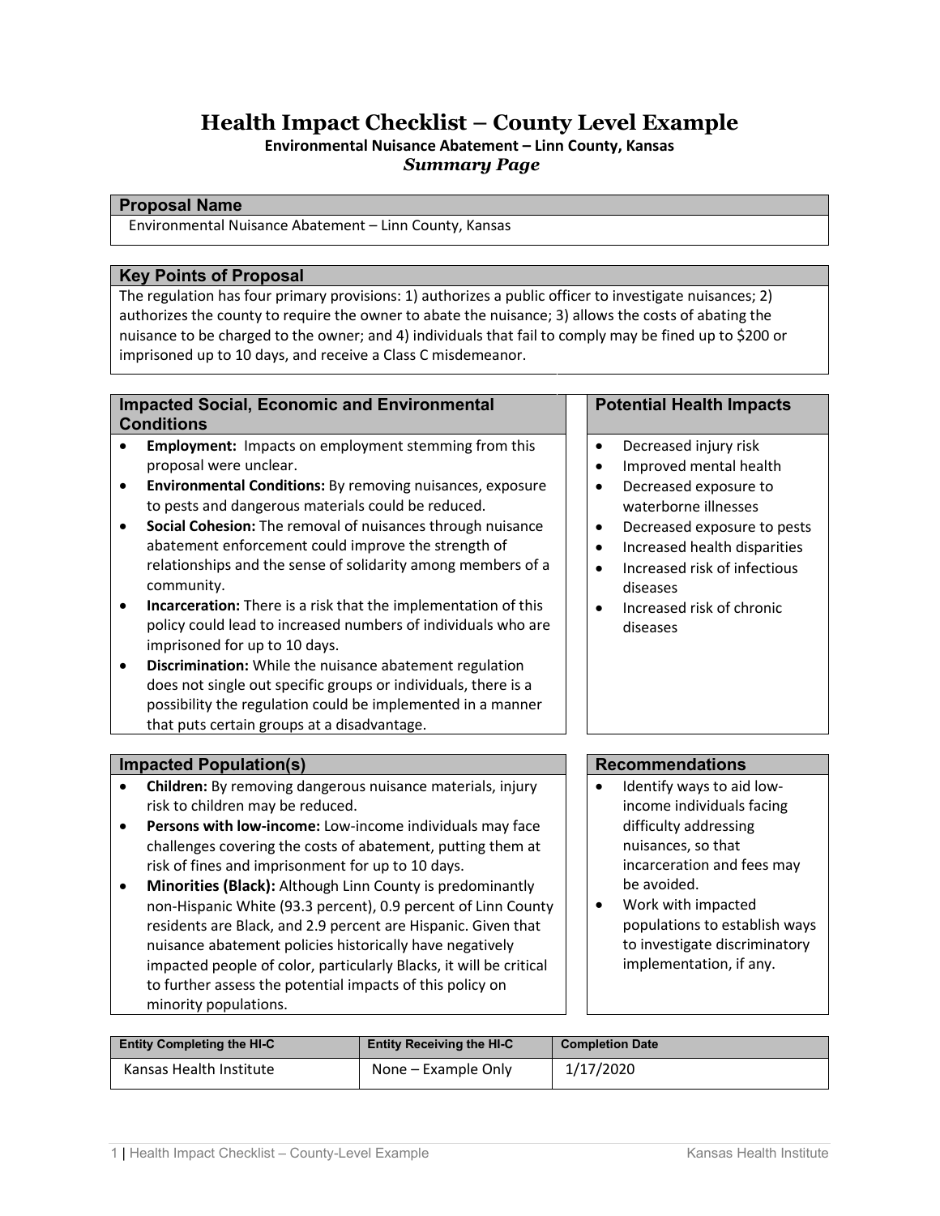# Health Impact Checklist – County Level Example

**Environmental Nuisance Abatement – Linn County, Kansas**

***Summary Page***

## Proposal Name

Environmental Nuisance Abatement – Linn County, Kansas

## Key Points of Proposal

The regulation has four primary provisions: 1) authorizes a public officer to investigate nuisances; 2) authorizes the county to require the owner to abate the nuisance; 3) allows the costs of abating the nuisance to be charged to the owner; and 4) individuals that fail to comply may be fined up to $200 or imprisoned up to 10 days, and receive a Class C misdemeanor.

## Impacted Social, Economic and Environmental Conditions

- **Employment:** Impacts on employment stemming from this proposal were unclear.
- **Environmental Conditions:** By removing nuisances, exposure to pests and dangerous materials could be reduced.
- **Social Cohesion:** The removal of nuisances through nuisance abatement enforcement could improve the strength of relationships and the sense of solidarity among members of a community.
- **Incarceration:** There is a risk that the implementation of this policy could lead to increased numbers of individuals who are imprisoned for up to 10 days.
- **Discrimination:** While the nuisance abatement regulation does not single out specific groups or individuals, there is a possibility the regulation could be implemented in a manner that puts certain groups at a disadvantage.

## Potential Health Impacts

- Decreased injury risk
- Improved mental health
- Decreased exposure to waterborne illnesses
- Decreased exposure to pests
- Increased health disparities
- Increased risk of infectious diseases
- Increased risk of chronic diseases

## Impacted Population(s)

- **Children:** By removing dangerous nuisance materials, injury risk to children may be reduced.
- **Persons with low-income:** Low-income individuals may face challenges covering the costs of abatement, putting them at risk of fines and imprisonment for up to 10 days.
- **Minorities (Black):** Although Linn County is predominantly non-Hispanic White (93.3 percent), 0.9 percent of Linn County residents are Black, and 2.9 percent are Hispanic. Given that nuisance abatement policies historically have negatively impacted people of color, particularly Blacks, it will be critical to further assess the potential impacts of this policy on minority populations.

## Recommendations

- Identify ways to aid low-income individuals facing difficulty addressing nuisances, so that incarceration and fees may be avoided.
- Work with impacted populations to establish ways to investigate discriminatory implementation, if any.

| Entity Completing the HI-C | Entity Receiving the HI-C | Completion Date |
|---|---|---|
| Kansas Health Institute | None – Example Only | 1/17/2020 |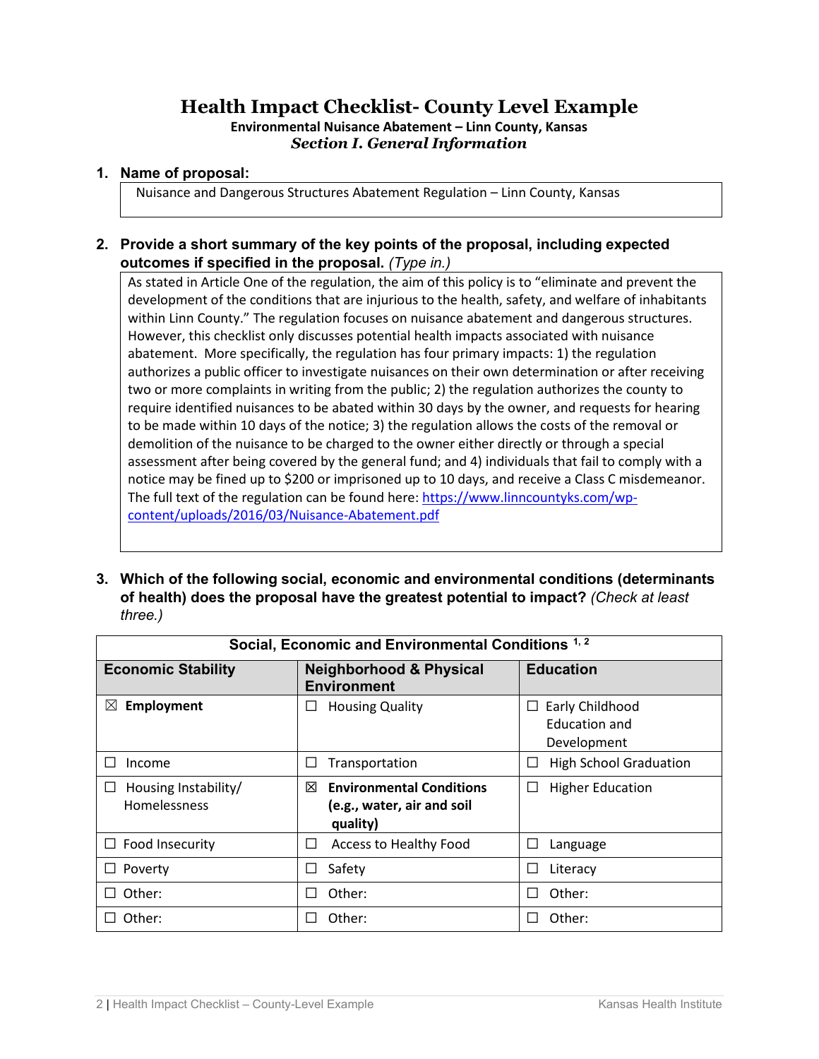# Health Impact Checklist- County Level Example

**Environmental Nuisance Abatement – Linn County, Kansas**

## *Section I. General Information*

**1. Name of proposal:**

Nuisance and Dangerous Structures Abatement Regulation – Linn County, Kansas

**2. Provide a short summary of the key points of the proposal, including expected outcomes if specified in the proposal.** *(Type in.)*

As stated in Article One of the regulation, the aim of this policy is to "eliminate and prevent the development of the conditions that are injurious to the health, safety, and welfare of inhabitants within Linn County." The regulation focuses on nuisance abatement and dangerous structures. However, this checklist only discusses potential health impacts associated with nuisance abatement. More specifically, the regulation has four primary impacts: 1) the regulation authorizes a public officer to investigate nuisances on their own determination or after receiving two or more complaints in writing from the public; 2) the regulation authorizes the county to require identified nuisances to be abated within 30 days by the owner, and requests for hearing to be made within 10 days of the notice; 3) the regulation allows the costs of the removal or demolition of the nuisance to be charged to the owner either directly or through a special assessment after being covered by the general fund; and 4) individuals that fail to comply with a notice may be fined up to $200 or imprisoned up to 10 days, and receive a Class C misdemeanor. The full text of the regulation can be found here: https://www.linncountyks.com/wp-content/uploads/2016/03/Nuisance-Abatement.pdf

**3. Which of the following social, economic and environmental conditions (determinants of health) does the proposal have the greatest potential to impact?** *(Check at least three.)*

| **Social, Economic and Environmental Conditions** [1, 2] | | |
|---|---|---|
| **Economic Stability** | **Neighborhood & Physical Environment** | **Education** |
| ☒ **Employment** | ☐ Housing Quality | ☐ Early Childhood Education and Development |
| ☐ Income | ☐ Transportation | ☐ High School Graduation |
| ☐ Housing Instability/ Homelessness | ☒ **Environmental Conditions (e.g., water, air and soil quality)** | ☐ Higher Education |
| ☐ Food Insecurity | ☐ Access to Healthy Food | ☐ Language |
| ☐ Poverty | ☐ Safety | ☐ Literacy |
| ☐ Other: | ☐ Other: | ☐ Other: |
| ☐ Other: | ☐ Other: | ☐ Other: |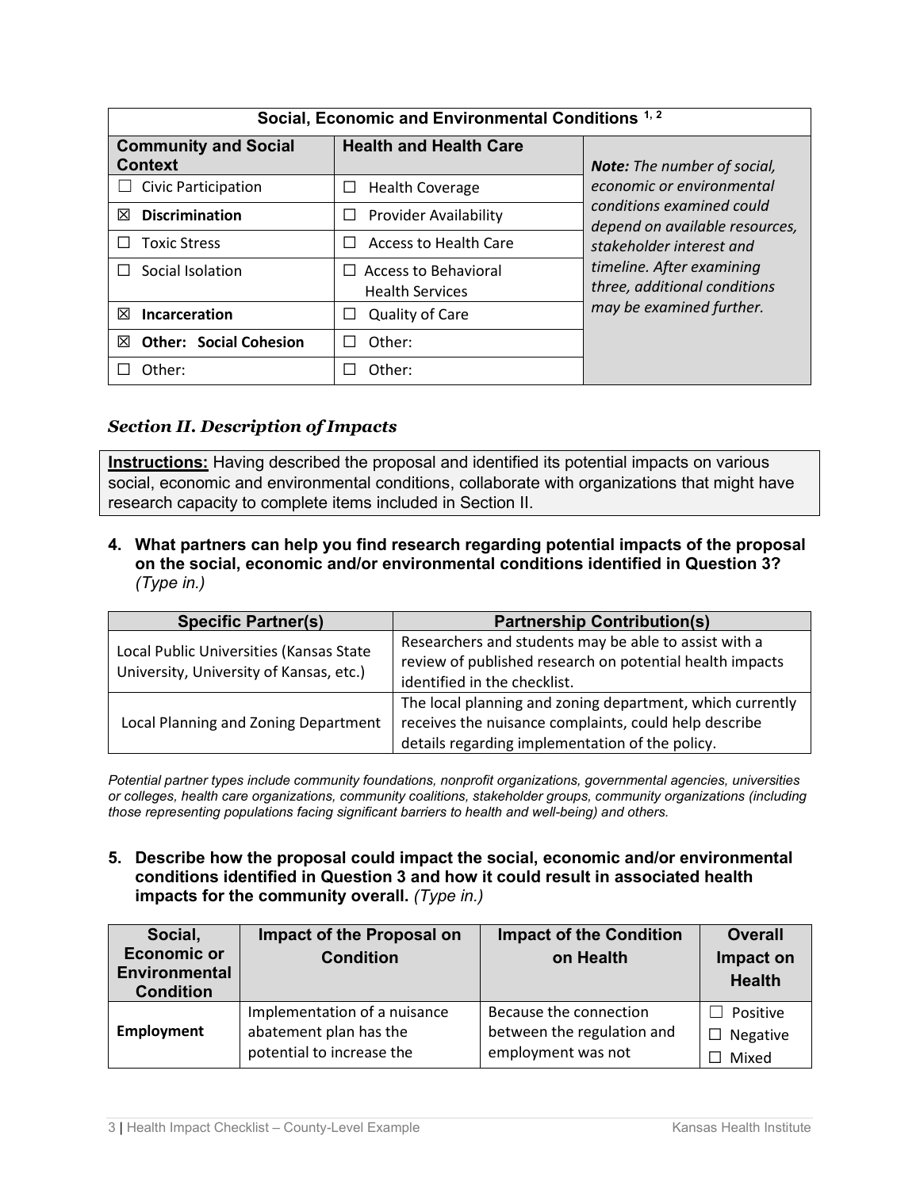| Social, Economic and Environmental Conditions [1, 2] | | |
|---|---|---|
| **Community and Social Context** | **Health and Health Care** | ***Note:*** *The number of social, economic or environmental conditions examined could depend on available resources, stakeholder interest and timeline. After examining three, additional conditions may be examined further.* |
| ☐ Civic Participation | ☐ Health Coverage | |
| ☒ **Discrimination** | ☐ Provider Availability | |
| ☐ Toxic Stress | ☐ Access to Health Care | |
| ☐ Social Isolation | ☐ Access to Behavioral Health Services | |
| ☒ **Incarceration** | ☐ Quality of Care | |
| ☒ **Other: Social Cohesion** | ☐ Other: | |
| ☐ Other: | ☐ Other: | |

### *Section II. Description of Impacts*

**Instructions:** Having described the proposal and identified its potential impacts on various social, economic and environmental conditions, collaborate with organizations that might have research capacity to complete items included in Section II.

**4. What partners can help you find research regarding potential impacts of the proposal on the social, economic and/or environmental conditions identified in Question 3?** *(Type in.)*

| Specific Partner(s) | Partnership Contribution(s) |
|---|---|
| Local Public Universities (Kansas State University, University of Kansas, etc.) | Researchers and students may be able to assist with a review of published research on potential health impacts identified in the checklist. |
| Local Planning and Zoning Department | The local planning and zoning department, which currently receives the nuisance complaints, could help describe details regarding implementation of the policy. |

*Potential partner types include community foundations, nonprofit organizations, governmental agencies, universities or colleges, health care organizations, community coalitions, stakeholder groups, community organizations (including those representing populations facing significant barriers to health and well-being) and others.*

**5. Describe how the proposal could impact the social, economic and/or environmental conditions identified in Question 3 and how it could result in associated health impacts for the community overall.** *(Type in.)*

| Social, Economic or Environmental Condition | Impact of the Proposal on Condition | Impact of the Condition on Health | Overall Impact on Health |
|---|---|---|---|
| **Employment** | Implementation of a nuisance abatement plan has the potential to increase the | Because the connection between the regulation and employment was not | ☐ Positive<br>☐ Negative<br>☐ Mixed |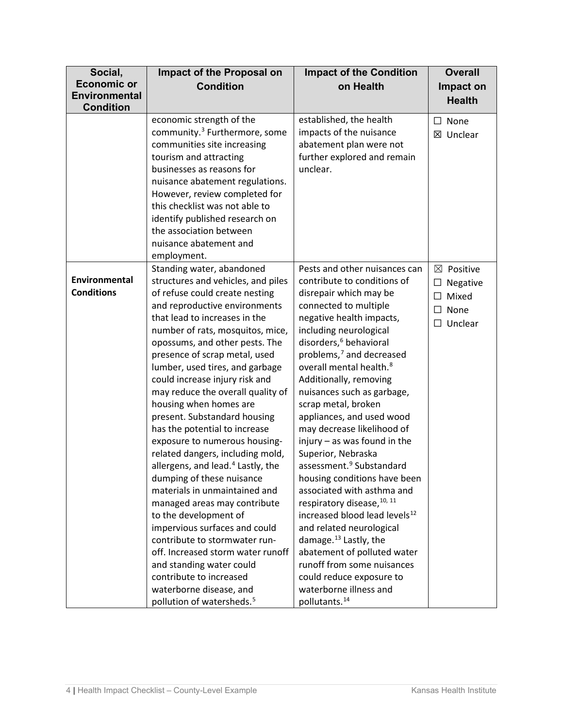| Social, Economic or Environmental Condition | Impact of the Proposal on Condition | Impact of the Condition on Health | Overall Impact on Health |
|---|---|---|---|
| | economic strength of the community.[3] Furthermore, some communities site increasing tourism and attracting businesses as reasons for nuisance abatement regulations. However, review completed for this checklist was not able to identify published research on the association between nuisance abatement and employment. | established, the health impacts of the nuisance abatement plan were not further explored and remain unclear. | ☐ None<br>☒ Unclear |
| **Environmental Conditions** | Standing water, abandoned structures and vehicles, and piles of refuse could create nesting and reproductive environments that lead to increases in the number of rats, mosquitos, mice, opossums, and other pests. The presence of scrap metal, used lumber, used tires, and garbage could increase injury risk and may reduce the overall quality of housing when homes are present. Substandard housing has the potential to increase exposure to numerous housing-related dangers, including mold, allergens, and lead.[4] Lastly, the dumping of these nuisance materials in unmaintained and managed areas may contribute to the development of impervious surfaces and could contribute to stormwater run-off. Increased storm water runoff and standing water could contribute to increased waterborne disease, and pollution of watersheds.[5] | Pests and other nuisances can contribute to conditions of disrepair which may be connected to multiple negative health impacts, including neurological disorders,[6] behavioral problems,[7] and decreased overall mental health.[8] Additionally, removing nuisances such as garbage, scrap metal, broken appliances, and used wood may decrease likelihood of injury – as was found in the Superior, Nebraska assessment.[9] Substandard housing conditions have been associated with asthma and respiratory disease,[10, 11] increased blood lead levels[12] and related neurological damage.[13] Lastly, the abatement of polluted water runoff from some nuisances could reduce exposure to waterborne illness and pollutants.[14] | ☒ Positive<br>☐ Negative<br>☐ Mixed<br>☐ None<br>☐ Unclear |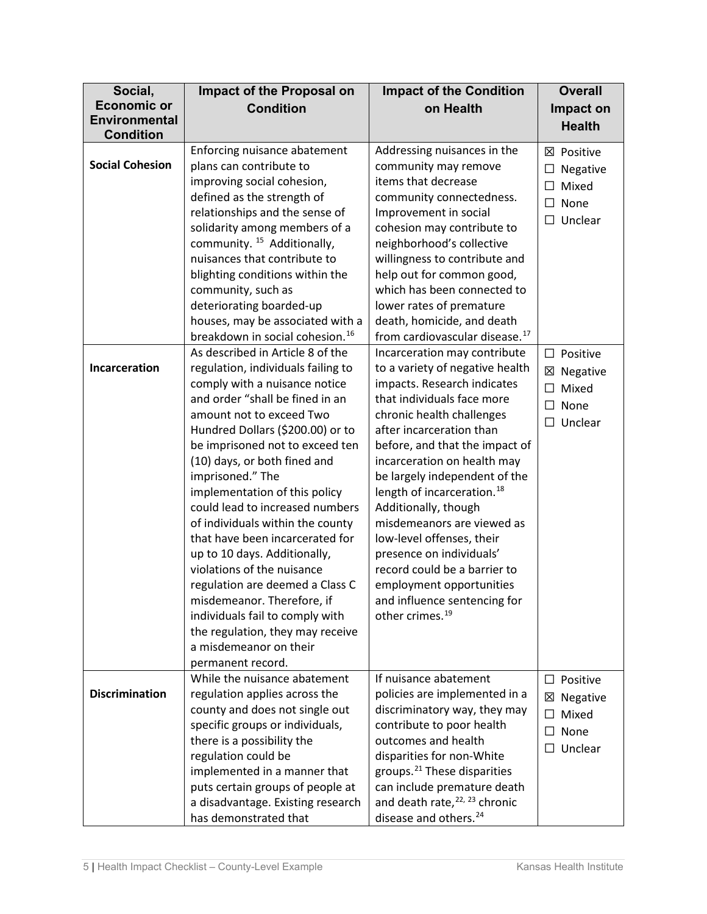| Social, Economic or Environmental Condition | Impact of the Proposal on Condition | Impact of the Condition on Health | Overall Impact on Health |
|---|---|---|---|
| **Social Cohesion** | Enforcing nuisance abatement plans can contribute to improving social cohesion, defined as the strength of relationships and the sense of solidarity among members of a community. [15] Additionally, nuisances that contribute to blighting conditions within the community, such as deteriorating boarded-up houses, may be associated with a breakdown in social cohesion.[16] | Addressing nuisances in the community may remove items that decrease community connectedness. Improvement in social cohesion may contribute to neighborhood's collective willingness to contribute and help out for common good, which has been connected to lower rates of premature death, homicide, and death from cardiovascular disease.[17] | ☒ Positive ☐ Negative ☐ Mixed ☐ None ☐ Unclear |
| **Incarceration** | As described in Article 8 of the regulation, individuals failing to comply with a nuisance notice and order "shall be fined in an amount not to exceed Two Hundred Dollars ($200.00) or to be imprisoned not to exceed ten (10) days, or both fined and imprisoned." The implementation of this policy could lead to increased numbers of individuals within the county that have been incarcerated for up to 10 days. Additionally, violations of the nuisance regulation are deemed a Class C misdemeanor. Therefore, if individuals fail to comply with the regulation, they may receive a misdemeanor on their permanent record. | Incarceration may contribute to a variety of negative health impacts. Research indicates that individuals face more chronic health challenges after incarceration than before, and that the impact of incarceration on health may be largely independent of the length of incarceration.[18] Additionally, though misdemeanors are viewed as low-level offenses, their presence on individuals' record could be a barrier to employment opportunities and influence sentencing for other crimes.[19] | ☐ Positive ☒ Negative ☐ Mixed ☐ None ☐ Unclear |
| **Discrimination** | While the nuisance abatement regulation applies across the county and does not single out specific groups or individuals, there is a possibility the regulation could be implemented in a manner that puts certain groups of people at a disadvantage. Existing research has demonstrated that | If nuisance abatement policies are implemented in a discriminatory way, they may contribute to poor health outcomes and health disparities for non-White groups.[21] These disparities can include premature death and death rate,[22, 23] chronic disease and others.[24] | ☐ Positive ☒ Negative ☐ Mixed ☐ None ☐ Unclear |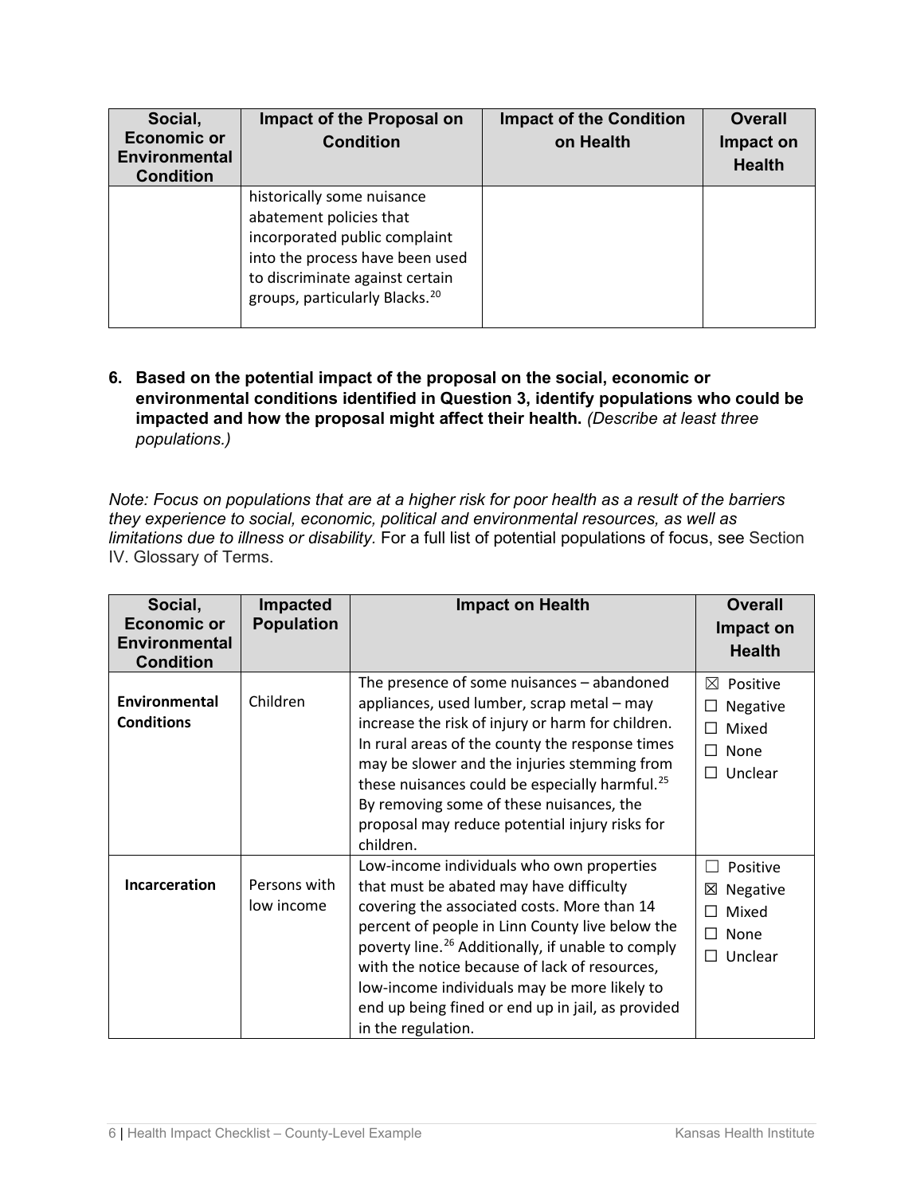| Social, Economic or Environmental Condition | Impact of the Proposal on Condition | Impact of the Condition on Health | Overall Impact on Health |
|---|---|---|---|
| | historically some nuisance abatement policies that incorporated public complaint into the process have been used to discriminate against certain groups, particularly Blacks.[20] | | |

**6. Based on the potential impact of the proposal on the social, economic or environmental conditions identified in Question 3, identify populations who could be impacted and how the proposal might affect their health.** *(Describe at least three populations.)*

*Note: Focus on populations that are at a higher risk for poor health as a result of the barriers they experience to social, economic, political and environmental resources, as well as limitations due to illness or disability*. For a full list of potential populations of focus, see Section IV. Glossary of Terms.

| Social, Economic or Environmental Condition | Impacted Population | Impact on Health | Overall Impact on Health |
|---|---|---|---|
| **Environmental Conditions** | Children | The presence of some nuisances – abandoned appliances, used lumber, scrap metal – may increase the risk of injury or harm for children. In rural areas of the county the response times may be slower and the injuries stemming from these nuisances could be especially harmful.[25] By removing some of these nuisances, the proposal may reduce potential injury risks for children. | ☒ Positive<br>☐ Negative<br>☐ Mixed<br>☐ None<br>☐ Unclear |
| **Incarceration** | Persons with low income | Low-income individuals who own properties that must be abated may have difficulty covering the associated costs. More than 14 percent of people in Linn County live below the poverty line.[26] Additionally, if unable to comply with the notice because of lack of resources, low-income individuals may be more likely to end up being fined or end up in jail, as provided in the regulation. | ☐ Positive<br>☒ Negative<br>☐ Mixed<br>☐ None<br>☐ Unclear |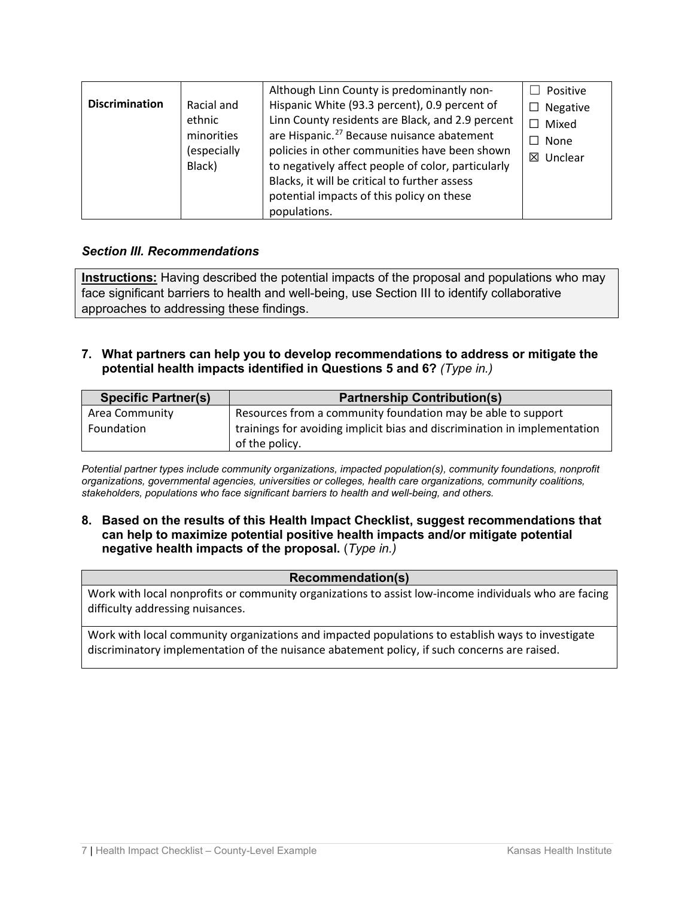| Discrimination | Racial and ethnic minorities (especially Black) | Although Linn County is predominantly non-Hispanic White (93.3 percent), 0.9 percent of Linn County residents are Black, and 2.9 percent are Hispanic.[27] Because nuisance abatement policies in other communities have been shown to negatively affect people of color, particularly Blacks, it will be critical to further assess potential impacts of this policy on these populations. | ☐ Positive<br>☐ Negative<br>☐ Mixed<br>☐ None<br>☒ Unclear |
|---|---|---|---|

### *Section III. Recommendations*

**Instructions:** Having described the potential impacts of the proposal and populations who may face significant barriers to health and well-being, use Section III to identify collaborative approaches to addressing these findings.

**7. What partners can help you to develop recommendations to address or mitigate the potential health impacts identified in Questions 5 and 6?** *(Type in.)*

| Specific Partner(s) | Partnership Contribution(s) |
|---|---|
| Area Community Foundation | Resources from a community foundation may be able to support trainings for avoiding implicit bias and discrimination in implementation of the policy. |

*Potential partner types include community organizations, impacted population(s), community foundations, nonprofit organizations, governmental agencies, universities or colleges, health care organizations, community coalitions, stakeholders, populations who face significant barriers to health and well-being, and others.*

**8. Based on the results of this Health Impact Checklist, suggest recommendations that can help to maximize potential positive health impacts and/or mitigate potential negative health impacts of the proposal.** (*Type in.)*

| Recommendation(s) |
|---|
| Work with local nonprofits or community organizations to assist low-income individuals who are facing difficulty addressing nuisances. |
| Work with local community organizations and impacted populations to establish ways to investigate discriminatory implementation of the nuisance abatement policy, if such concerns are raised. |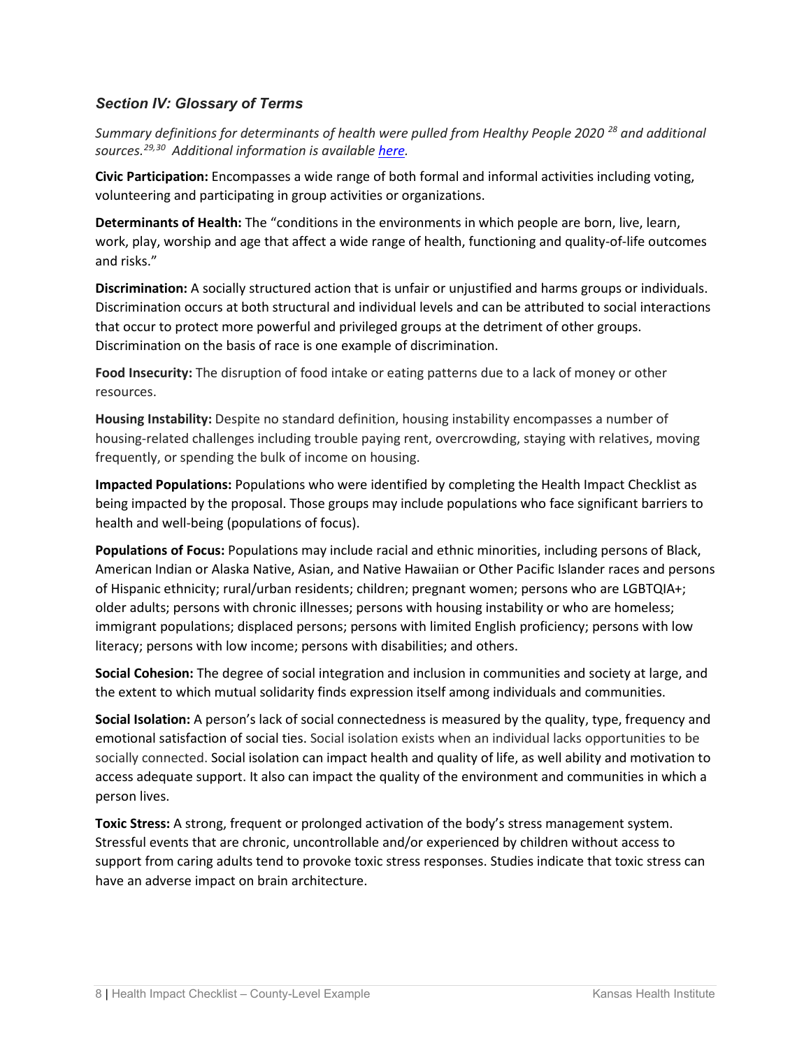### *Section IV: Glossary of Terms*

*Summary definitions for determinants of health were pulled from Healthy People 2020 [28] and additional sources.[29,30] Additional information is available [here](here).*

**Civic Participation:** Encompasses a wide range of both formal and informal activities including voting, volunteering and participating in group activities or organizations.

**Determinants of Health:** The "conditions in the environments in which people are born, live, learn, work, play, worship and age that affect a wide range of health, functioning and quality-of-life outcomes and risks."

**Discrimination:** A socially structured action that is unfair or unjustified and harms groups or individuals. Discrimination occurs at both structural and individual levels and can be attributed to social interactions that occur to protect more powerful and privileged groups at the detriment of other groups. Discrimination on the basis of race is one example of discrimination.

**Food Insecurity:** The disruption of food intake or eating patterns due to a lack of money or other resources.

**Housing Instability:** Despite no standard definition, housing instability encompasses a number of housing-related challenges including trouble paying rent, overcrowding, staying with relatives, moving frequently, or spending the bulk of income on housing.

**Impacted Populations:** Populations who were identified by completing the Health Impact Checklist as being impacted by the proposal. Those groups may include populations who face significant barriers to health and well-being (populations of focus).

**Populations of Focus:** Populations may include racial and ethnic minorities, including persons of Black, American Indian or Alaska Native, Asian, and Native Hawaiian or Other Pacific Islander races and persons of Hispanic ethnicity; rural/urban residents; children; pregnant women; persons who are LGBTQIA+; older adults; persons with chronic illnesses; persons with housing instability or who are homeless; immigrant populations; displaced persons; persons with limited English proficiency; persons with low literacy; persons with low income; persons with disabilities; and others.

**Social Cohesion:** The degree of social integration and inclusion in communities and society at large, and the extent to which mutual solidarity finds expression itself among individuals and communities.

**Social Isolation:** A person's lack of social connectedness is measured by the quality, type, frequency and emotional satisfaction of social ties. Social isolation exists when an individual lacks opportunities to be socially connected. Social isolation can impact health and quality of life, as well ability and motivation to access adequate support. It also can impact the quality of the environment and communities in which a person lives.

**Toxic Stress:** A strong, frequent or prolonged activation of the body's stress management system. Stressful events that are chronic, uncontrollable and/or experienced by children without access to support from caring adults tend to provoke toxic stress responses. Studies indicate that toxic stress can have an adverse impact on brain architecture.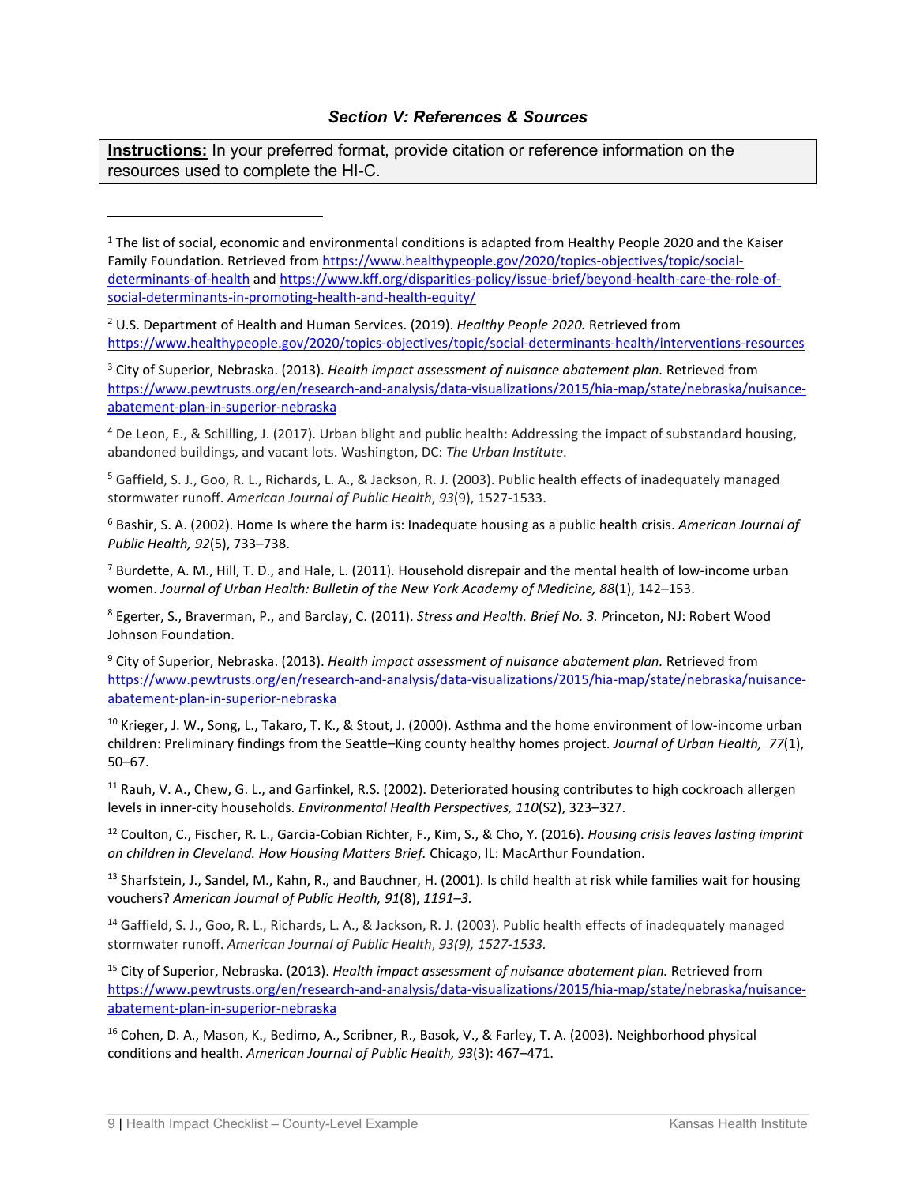### *Section V: References & Sources*

| **Instructions:** In your preferred format, provide citation or reference information on the resources used to complete the HI-C. |
|---|

---

[1] The list of social, economic and environmental conditions is adapted from Healthy People 2020 and the Kaiser Family Foundation. Retrieved from https://www.healthypeople.gov/2020/topics-objectives/topic/social-determinants-of-health and https://www.kff.org/disparities-policy/issue-brief/beyond-health-care-the-role-of-social-determinants-in-promoting-health-and-health-equity/

[2] U.S. Department of Health and Human Services. (2019). *Healthy People 2020.* Retrieved from https://www.healthypeople.gov/2020/topics-objectives/topic/social-determinants-health/interventions-resources

[3] City of Superior, Nebraska. (2013). *Health impact assessment of nuisance abatement plan.* Retrieved from https://www.pewtrusts.org/en/research-and-analysis/data-visualizations/2015/hia-map/state/nebraska/nuisance-abatement-plan-in-superior-nebraska

[4] De Leon, E., & Schilling, J. (2017). Urban blight and public health: Addressing the impact of substandard housing, abandoned buildings, and vacant lots. Washington, DC: *The Urban Institute*.

[5] Gaffield, S. J., Goo, R. L., Richards, L. A., & Jackson, R. J. (2003). Public health effects of inadequately managed stormwater runoff. *American Journal of Public Health*, *93*(9), 1527-1533.

[6] Bashir, S. A. (2002). Home Is where the harm is: Inadequate housing as a public health crisis. *American Journal of Public Health, 92*(5), 733–738.

[7] Burdette, A. M., Hill, T. D., and Hale, L. (2011). Household disrepair and the mental health of low-income urban women. *Journal of Urban Health: Bulletin of the New York Academy of Medicine, 88*(1), 142–153.

[8] Egerter, S., Braverman, P., and Barclay, C. (2011). *Stress and Health. Brief No. 3.* Princeton, NJ: Robert Wood Johnson Foundation.

[9] City of Superior, Nebraska. (2013). *Health impact assessment of nuisance abatement plan.* Retrieved from https://www.pewtrusts.org/en/research-and-analysis/data-visualizations/2015/hia-map/state/nebraska/nuisance-abatement-plan-in-superior-nebraska

[10] Krieger, J. W., Song, L., Takaro, T. K., & Stout, J. (2000). Asthma and the home environment of low-income urban children: Preliminary findings from the Seattle–King county healthy homes project. *Journal of Urban Health, 77*(1), 50–67.

[11] Rauh, V. A., Chew, G. L., and Garfinkel, R.S. (2002). Deteriorated housing contributes to high cockroach allergen levels in inner-city households. *Environmental Health Perspectives, 110*(S2), 323–327.

[12] Coulton, C., Fischer, R. L., Garcia-Cobian Richter, F., Kim, S., & Cho, Y. (2016). *Housing crisis leaves lasting imprint on children in Cleveland. How Housing Matters Brief.* Chicago, IL: MacArthur Foundation.

[13] Sharfstein, J., Sandel, M., Kahn, R., and Bauchner, H. (2001). Is child health at risk while families wait for housing vouchers? *American Journal of Public Health, 91*(8), *1191–3.*

[14] Gaffield, S. J., Goo, R. L., Richards, L. A., & Jackson, R. J. (2003). Public health effects of inadequately managed stormwater runoff. *American Journal of Public Health*, *93(9), 1527-1533.*

[15] City of Superior, Nebraska. (2013). *Health impact assessment of nuisance abatement plan.* Retrieved from https://www.pewtrusts.org/en/research-and-analysis/data-visualizations/2015/hia-map/state/nebraska/nuisance-abatement-plan-in-superior-nebraska

[16] Cohen, D. A., Mason, K., Bedimo, A., Scribner, R., Basok, V., & Farley, T. A. (2003). Neighborhood physical conditions and health. *American Journal of Public Health, 93*(3): 467–471.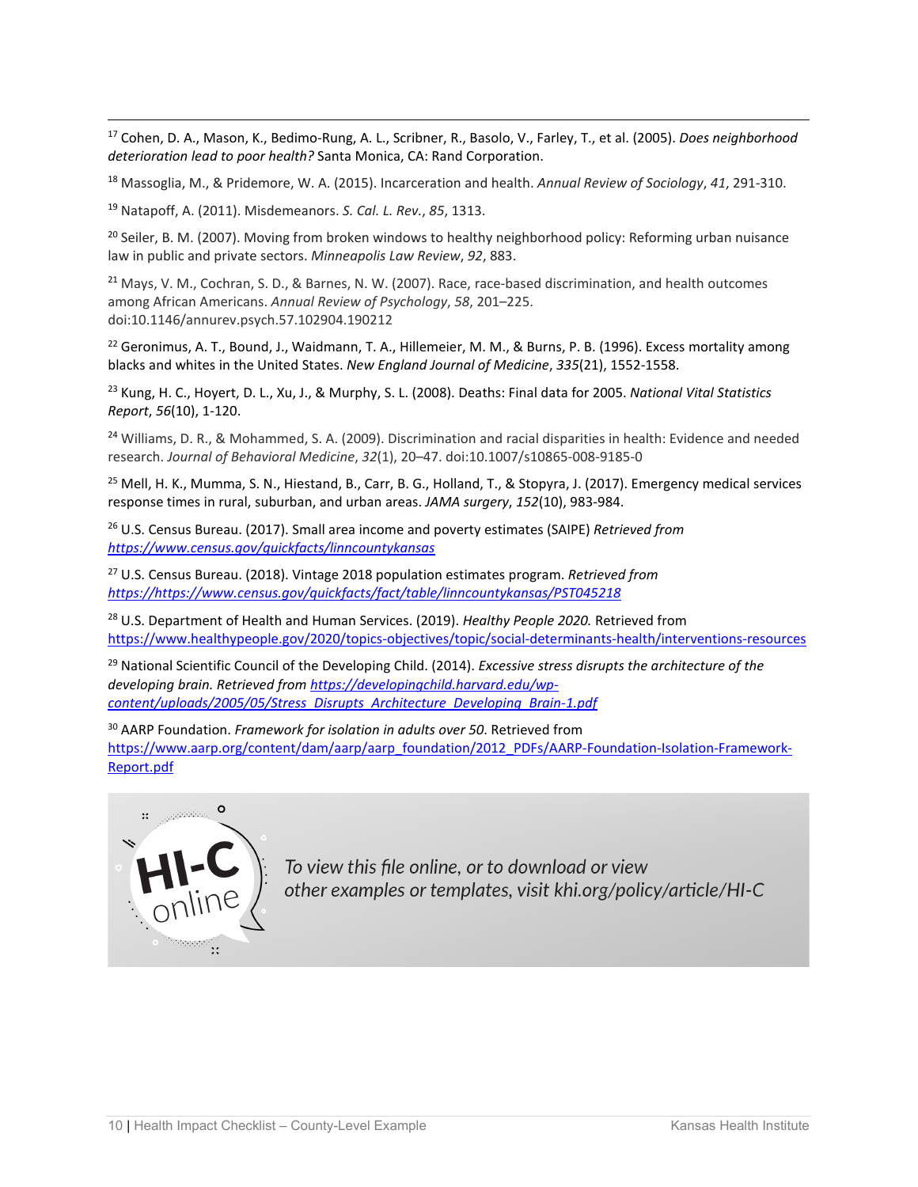[17] Cohen, D. A., Mason, K., Bedimo-Rung, A. L., Scribner, R., Basolo, V., Farley, T., et al. (2005). *Does neighborhood deterioration lead to poor health?* Santa Monica, CA: Rand Corporation.

[18] Massoglia, M., & Pridemore, W. A. (2015). Incarceration and health. *Annual Review of Sociology*, *41*, 291-310.

[19] Natapoff, A. (2011). Misdemeanors. *S. Cal. L. Rev.*, *85*, 1313.

[20] Seiler, B. M. (2007). Moving from broken windows to healthy neighborhood policy: Reforming urban nuisance law in public and private sectors. *Minneapolis Law Review*, *92*, 883.

[21] Mays, V. M., Cochran, S. D., & Barnes, N. W. (2007). Race, race-based discrimination, and health outcomes among African Americans. *Annual Review of Psychology*, *58*, 201–225. doi:10.1146/annurev.psych.57.102904.190212

[22] Geronimus, A. T., Bound, J., Waidmann, T. A., Hillemeier, M. M., & Burns, P. B. (1996). Excess mortality among blacks and whites in the United States. *New England Journal of Medicine*, *335*(21), 1552-1558.

[23] Kung, H. C., Hoyert, D. L., Xu, J., & Murphy, S. L. (2008). Deaths: Final data for 2005. *National Vital Statistics Report*, *56*(10), 1-120.

[24] Williams, D. R., & Mohammed, S. A. (2009). Discrimination and racial disparities in health: Evidence and needed research. *Journal of Behavioral Medicine*, *32*(1), 20–47. doi:10.1007/s10865-008-9185-0

[25] Mell, H. K., Mumma, S. N., Hiestand, B., Carr, B. G., Holland, T., & Stopyra, J. (2017). Emergency medical services response times in rural, suburban, and urban areas. *JAMA surgery*, *152*(10), 983-984.

[26] U.S. Census Bureau. (2017). Small area income and poverty estimates (SAIPE) *Retrieved from https://www.census.gov/quickfacts/linncountykansas*

[27] U.S. Census Bureau. (2018). Vintage 2018 population estimates program. *Retrieved from https://https://www.census.gov/quickfacts/fact/table/linncountykansas/PST045218*

[28] U.S. Department of Health and Human Services. (2019). *Healthy People 2020.* Retrieved from https://www.healthypeople.gov/2020/topics-objectives/topic/social-determinants-health/interventions-resources

[29] National Scientific Council of the Developing Child. (2014). *Excessive stress disrupts the architecture of the developing brain. Retrieved from https://developingchild.harvard.edu/wp-content/uploads/2005/05/Stress_Disrupts_Architecture_Developing_Brain-1.pdf*

[30] AARP Foundation. *Framework for isolation in adults over 50*. Retrieved from https://www.aarp.org/content/dam/aarp/aarp_foundation/2012_PDFs/AARP-Foundation-Isolation-Framework-Report.pdf

HI-C online

*To view this file online, or to download or view other examples or templates, visit khi.org/policy/article/HI-C*